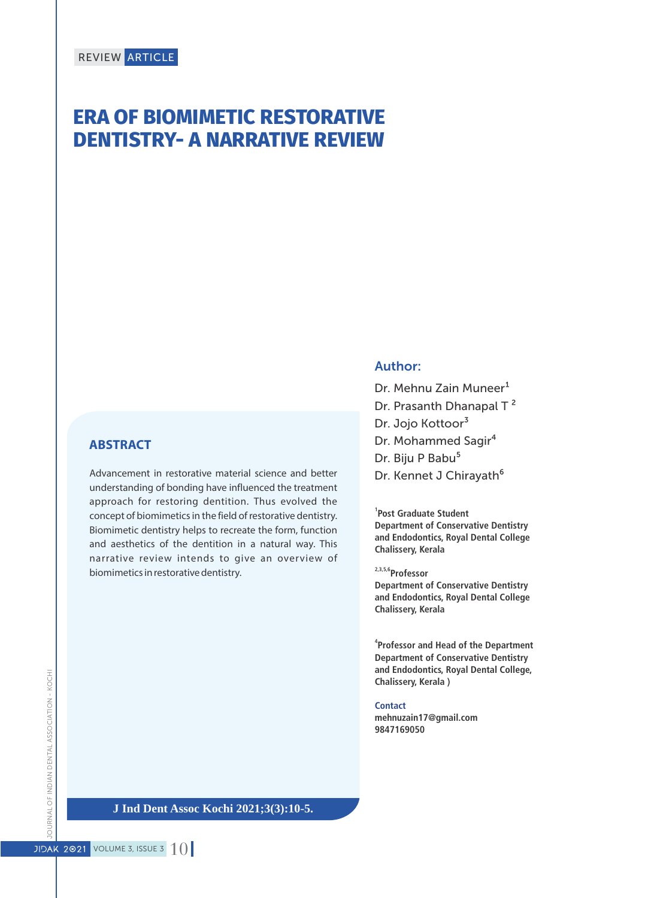REVIEW ARTICLE

# ERA OF BIOMIMETIC RESTORATIVE DENTISTRY- A NARRATIVE REVIEW

## ABSTRACT

Advancement in restorative material science and better understanding of bonding have influenced the treatment approach for restoring dentition. Thus evolved the concept of biomimetics in the field of restorative dentistry. Biomimetic dentistry helps to recreate the form, function and aesthetics of the dentition in a natural way. This narrative review intends to give an overview of biomimetics in restorative dentistry.

J Ind Dent Assoc Kochi 2021;3(3):10-5.

### Author:

Dr. Mehnu Zain Muneer[1]
Dr. Prasanth Dhanapal T [2]
Dr. Jojo Kottoor[3]
Dr. Mohammed Sagir[4]
Dr. Biju P Babu[5]
Dr. Kennet J Chirayath[6]

[1]**Post Graduate Student**
**Department of Conservative Dentistry and Endodontics, Royal Dental College Chalissery, Kerala**

[2,3,5,6]**Professor**
**Department of Conservative Dentistry and Endodontics, Royal Dental College Chalissery, Kerala**

[4]**Professor and Head of the Department**
**Department of Conservative Dentistry and Endodontics, Royal Dental College, Chalissery, Kerala )**

**Contact**
**mehnuzain17@gmail.com**
**9847169050**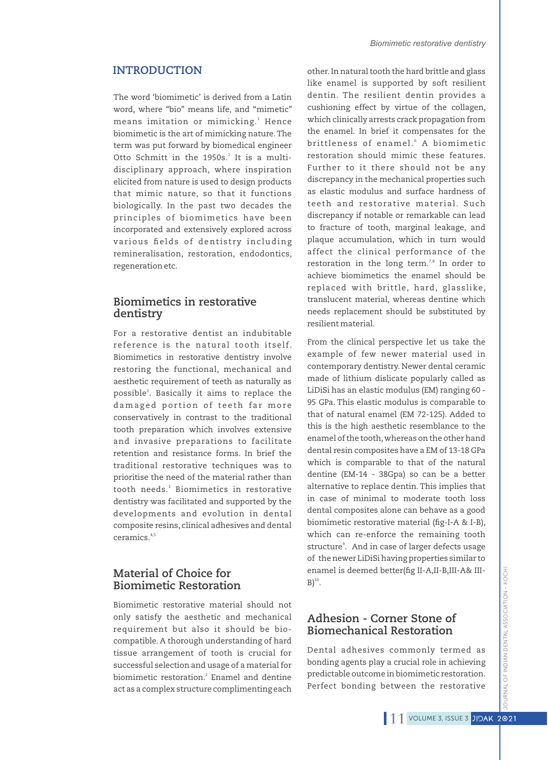## INTRODUCTION

The word 'biomimetic' is derived from a Latin word, where "bio" means life, and "mimetic" means imitation or mimicking.[1] Hence biomimetic is the art of mimicking nature. The term was put forward by biomedical engineer Otto Schmitt in the 1950s.[1] It is a multi-disciplinary approach, where inspiration elicited from nature is used to design products that mimic nature, so that it functions biologically. In the past two decades the principles of biomimetics have been incorporated and extensively explored across various fields of dentistry including remineralisation, restoration, endodontics, regeneration etc.

### Biomimetics in restorative dentistry

For a restorative dentist an indubitable reference is the natural tooth itself. Biomimetics in restorative dentistry involve restoring the functional, mechanical and aesthetic requirement of teeth as naturally as possible[2]. Basically it aims to replace the damaged portion of teeth far more conservatively in contrast to the traditional tooth preparation which involves extensive and invasive preparations to facilitate retention and resistance forms. In brief the traditional restorative techniques was to prioritise the need of the material rather than tooth needs.[3] Biomimetics in restorative dentistry was facilitated and supported by the developments and evolution in dental composite resins, clinical adhesives and dental ceramics.[4,5]

### Material of Choice for Biomimetic Restoration

Biomimetic restorative material should not only satisfy the aesthetic and mechanical requirement but also it should be bio-compatible. A thorough understanding of tissue arrangement of tooth is crucial for successful selection and usage of a material for biomimetic restoration.[2] Enamel and dentine act as a complex structure complimenting each other. In natural tooth the hard brittle and glass like enamel is supported by soft resilient dentin. The resilient dentin provides a cushioning effect by virtue of the collagen, which clinically arrests crack propagation from the enamel. In brief it compensates for the brittleness of enamel.[6] A biomimetic restoration should mimic these features. Further to it there should not be any discrepancy in the mechanical properties such as elastic modulus and surface hardness of teeth and restorative material. Such discrepancy if notable or remarkable can lead to fracture of tooth, marginal leakage, and plaque accumulation, which in turn would affect the clinical performance of the restoration in the long term.[7,8] In order to achieve biomimetics the enamel should be replaced with brittle, hard, glasslike, translucent material, whereas dentine which needs replacement should be substituted by resilient material.

From the clinical perspective let us take the example of few newer material used in contemporary dentistry. Newer dental ceramic made of lithium dislicate popularly called as LiDiSi has an elastic modulus (EM) ranging 60 - 95 GPa. This elastic modulus is comparable to that of natural enamel (EM 72-125). Added to this is the high aesthetic resemblance to the enamel of the tooth, whereas on the other hand dental resin composites have a EM of 13-18 GPa which is comparable to that of the natural dentine (EM-14 - 38Gpa) so can be a better alternative to replace dentin. This implies that in case of minimal to moderate tooth loss dental composites alone can behave as a good biomimetic restorative material (fig-I-A & I-B), which can re-enforce the remaining tooth structure[9]. And in case of larger defects usage of the newer LiDiSi having properties similar to enamel is deemed better(fig II-A,II-B,III-A& III-B)[10].

### Adhesion - Corner Stone of Biomechanical Restoration

Dental adhesives commonly termed as bonding agents play a crucial role in achieving predictable outcome in biomimetic restoration. Perfect bonding between the restorative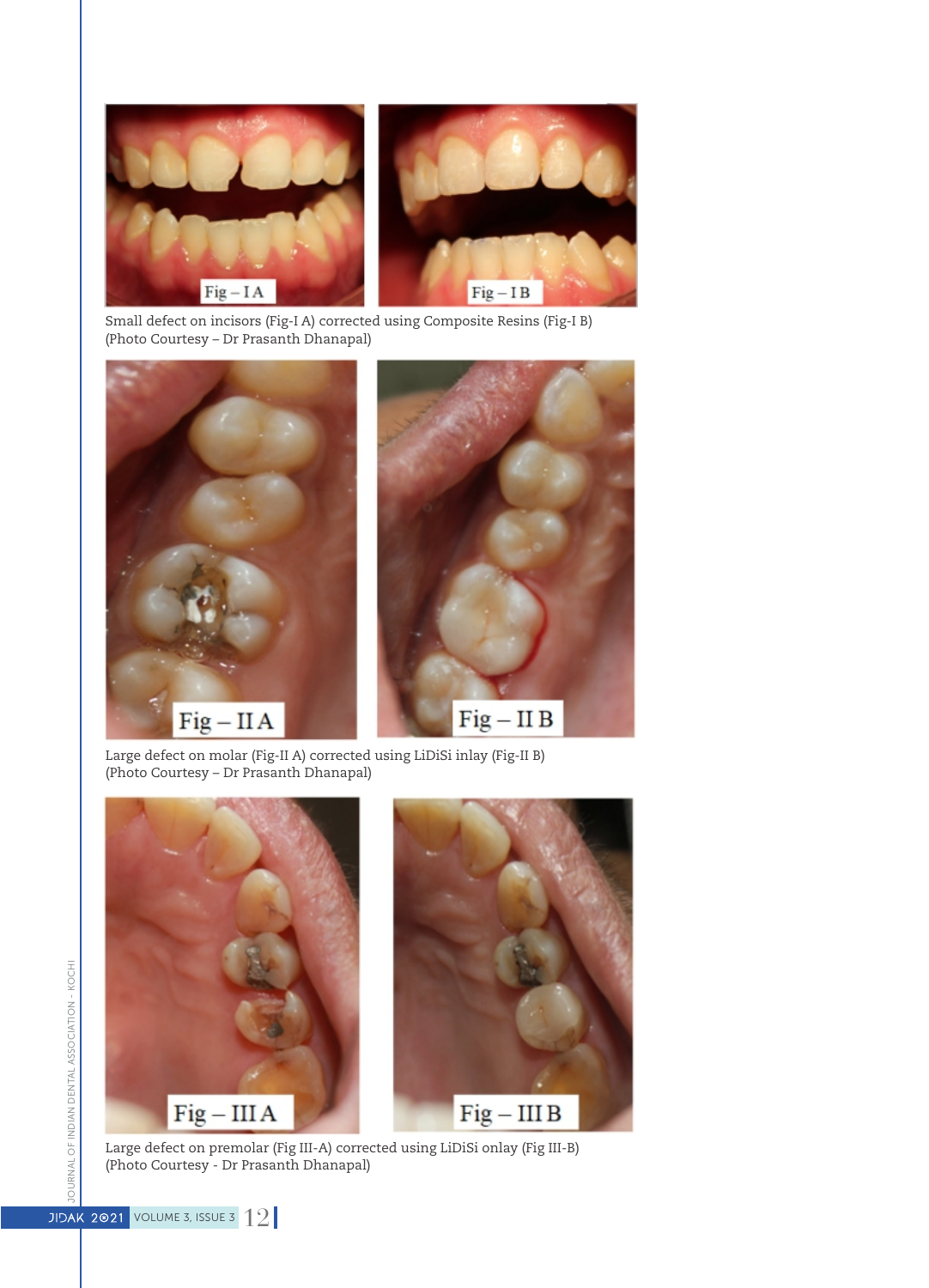Fig – I A

Fig – I B

Small defect on incisors (Fig-I A) corrected using Composite Resins (Fig-I B)
(Photo Courtesy – Dr Prasanth Dhanapal)

Fig – II A

Fig – II B

Large defect on molar (Fig-II A) corrected using LiDiSi inlay (Fig-II B)
(Photo Courtesy – Dr Prasanth Dhanapal)

Fig – III A

Fig – III B

Large defect on premolar (Fig III-A) corrected using LiDiSi onlay (Fig III-B)
(Photo Courtesy - Dr Prasanth Dhanapal)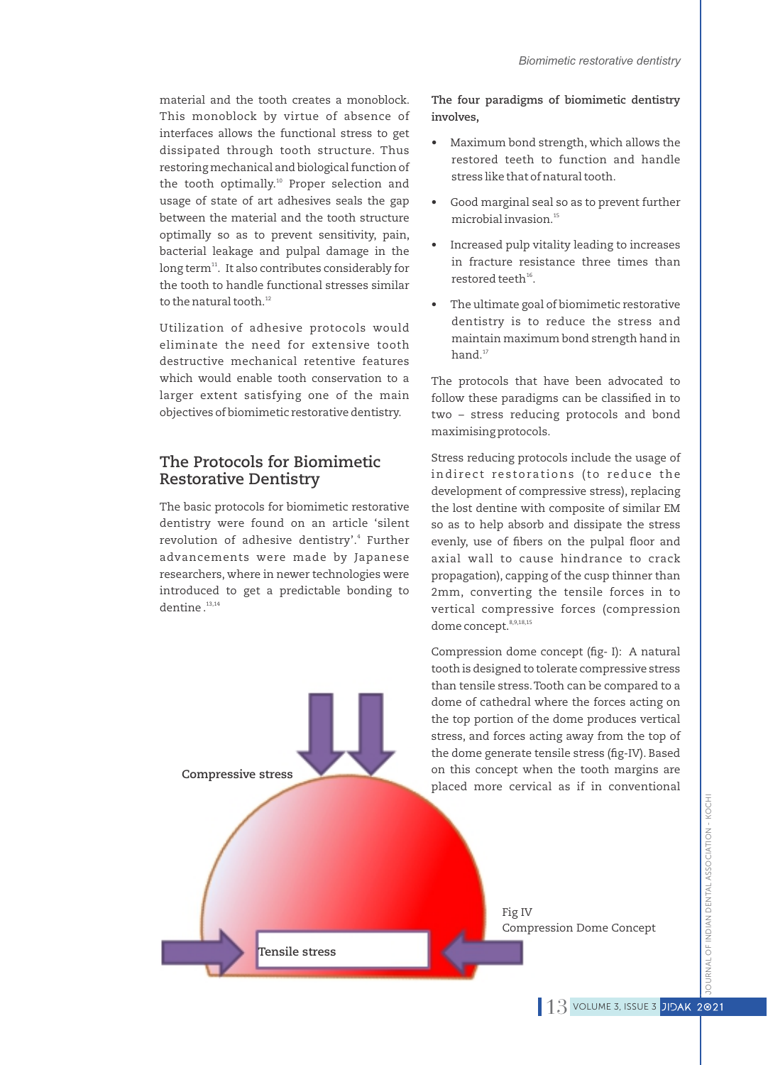material and the tooth creates a monoblock. This monoblock by virtue of absence of interfaces allows the functional stress to get dissipated through tooth structure. Thus restoring mechanical and biological function of the tooth optimally.[10] Proper selection and usage of state of art adhesives seals the gap between the material and the tooth structure optimally so as to prevent sensitivity, pain, bacterial leakage and pulpal damage in the long term[11]. It also contributes considerably for the tooth to handle functional stresses similar to the natural tooth.[12]

Utilization of adhesive protocols would eliminate the need for extensive tooth destructive mechanical retentive features which would enable tooth conservation to a larger extent satisfying one of the main objectives of biomimetic restorative dentistry.

## The Protocols for Biomimetic Restorative Dentistry

The basic protocols for biomimetic restorative dentistry were found on an article 'silent revolution of adhesive dentistry'.[4] Further advancements were made by Japanese researchers, where in newer technologies were introduced to get a predictable bonding to dentine .[13,14]

Compressive stress

Tensile stress

Fig IV
Compression Dome Concept

**The four paradigms of biomimetic dentistry involves,**

- Maximum bond strength, which allows the restored teeth to function and handle stress like that of natural tooth.
- Good marginal seal so as to prevent further microbial invasion.[15]
- Increased pulp vitality leading to increases in fracture resistance three times than restored teeth[16].
- The ultimate goal of biomimetic restorative dentistry is to reduce the stress and maintain maximum bond strength hand in hand.[17]

The protocols that have been advocated to follow these paradigms can be classified in to two – stress reducing protocols and bond maximising protocols.

Stress reducing protocols include the usage of indirect restorations (to reduce the development of compressive stress), replacing the lost dentine with composite of similar EM so as to help absorb and dissipate the stress evenly, use of fibers on the pulpal floor and axial wall to cause hindrance to crack propagation), capping of the cusp thinner than 2mm, converting the tensile forces in to vertical compressive forces (compression dome concept.[8,9,18,15]

Compression dome concept (fig- I): A natural tooth is designed to tolerate compressive stress than tensile stress. Tooth can be compared to a dome of cathedral where the forces acting on the top portion of the dome produces vertical stress, and forces acting away from the top of the dome generate tensile stress (fig-IV). Based on this concept when the tooth margins are placed more cervical as if in conventional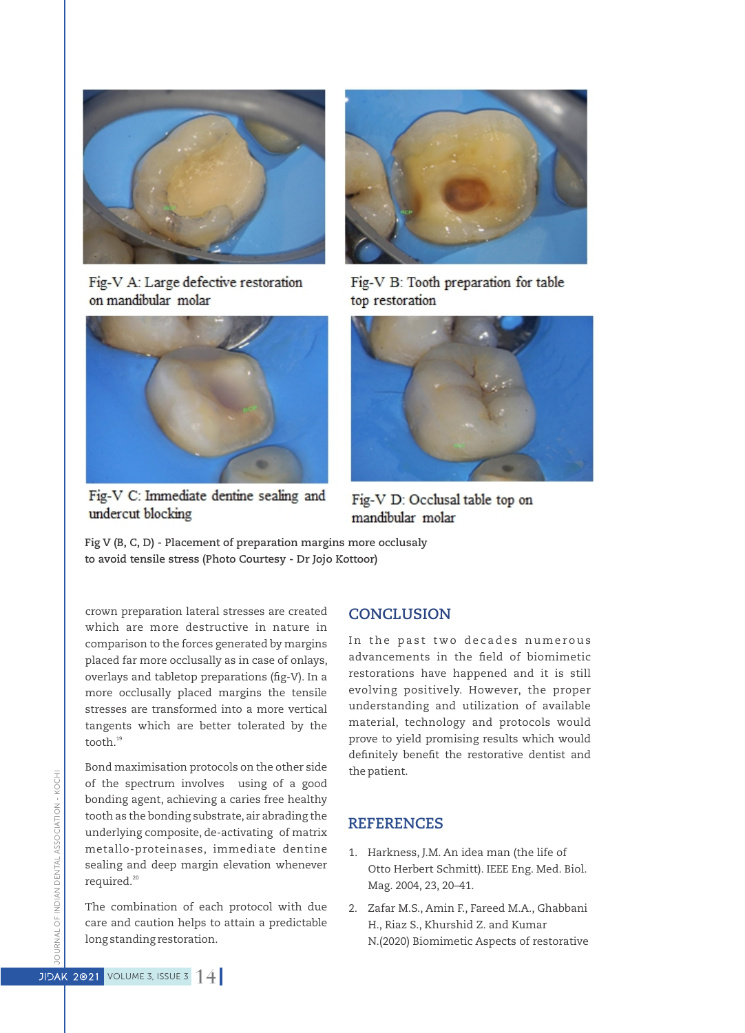Fig-V A: Large defective restoration on mandibular molar

Fig-V B: Tooth preparation for table top restoration

Fig-V C: Immediate dentine sealing and undercut blocking

Fig-V D: Occlusal table top on mandibular molar

**Fig V (B, C, D) - Placement of preparation margins more occlusaly to avoid tensile stress (Photo Courtesy - Dr Jojo Kottoor)**

crown preparation lateral stresses are created which are more destructive in nature in comparison to the forces generated by margins placed far more occlusally as in case of onlays, overlays and tabletop preparations (fig-V). In a more occlusally placed margins the tensile stresses are transformed into a more vertical tangents which are better tolerated by the tooth.[19]

Bond maximisation protocols on the other side of the spectrum involves using of a good bonding agent, achieving a caries free healthy tooth as the bonding substrate, air abrading the underlying composite, de-activating of matrix metallo-proteinases, immediate dentine sealing and deep margin elevation whenever required.[20]

The combination of each protocol with due care and caution helps to attain a predictable long standing restoration.

## CONCLUSION

In the past two decades numerous advancements in the field of biomimetic restorations have happened and it is still evolving positively. However, the proper understanding and utilization of available material, technology and protocols would prove to yield promising results which would definitely benefit the restorative dentist and the patient.

## REFERENCES

1. Harkness, J.M. An idea man (the life of Otto Herbert Schmitt). IEEE Eng. Med. Biol. Mag. 2004, 23, 20–41.
2. Zafar M.S., Amin F., Fareed M.A., Ghabbani H., Riaz S., Khurshid Z. and Kumar N.(2020) Biomimetic Aspects of restorative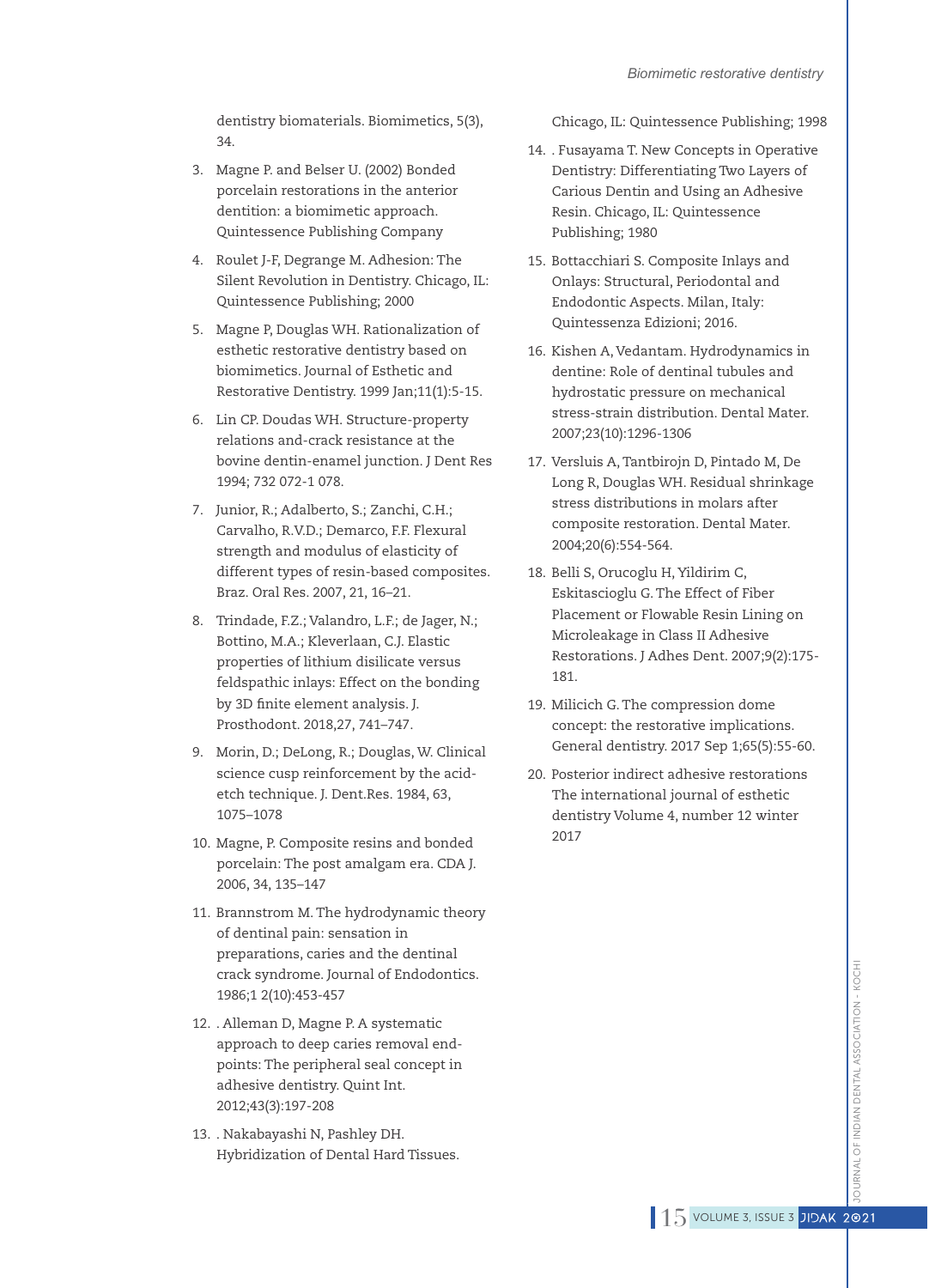dentistry biomaterials. Biomimetics, 5(3), 34.

3. Magne P. and Belser U. (2002) Bonded porcelain restorations in the anterior dentition: a biomimetic approach. Quintessence Publishing Company

4. Roulet J-F, Degrange M. Adhesion: The Silent Revolution in Dentistry. Chicago, IL: Quintessence Publishing; 2000

5. Magne P, Douglas WH. Rationalization of esthetic restorative dentistry based on biomimetics. Journal of Esthetic and Restorative Dentistry. 1999 Jan;11(1):5-15.

6. Lin CP. Doudas WH. Structure-property relations and-crack resistance at the bovine dentin-enamel junction. J Dent Res 1994; 732 072-1 078.

7. Junior, R.; Adalberto, S.; Zanchi, C.H.; Carvalho, R.V.D.; Demarco, F.F. Flexural strength and modulus of elasticity of different types of resin-based composites. Braz. Oral Res. 2007, 21, 16–21.

8. Trindade, F.Z.; Valandro, L.F.; de Jager, N.; Bottino, M.A.; Kleverlaan, C.J. Elastic properties of lithium disilicate versus feldspathic inlays: Effect on the bonding by 3D finite element analysis. J. Prosthodont. 2018,27, 741–747.

9. Morin, D.; DeLong, R.; Douglas, W. Clinical science cusp reinforcement by the acid-etch technique. J. Dent.Res. 1984, 63, 1075–1078

10. Magne, P. Composite resins and bonded porcelain: The post amalgam era. CDA J. 2006, 34, 135–147

11. Brannstrom M. The hydrodynamic theory of dentinal pain: sensation in preparations, caries and the dentinal crack syndrome. Journal of Endodontics. 1986;1 2(10):453-457

12. . Alleman D, Magne P. A systematic approach to deep caries removal end-points: The peripheral seal concept in adhesive dentistry. Quint Int. 2012;43(3):197-208

13. . Nakabayashi N, Pashley DH. Hybridization of Dental Hard Tissues. Chicago, IL: Quintessence Publishing; 1998

14. . Fusayama T. New Concepts in Operative Dentistry: Differentiating Two Layers of Carious Dentin and Using an Adhesive Resin. Chicago, IL: Quintessence Publishing; 1980

15. Bottacchiari S. Composite Inlays and Onlays: Structural, Periodontal and Endodontic Aspects. Milan, Italy: Quintessenza Edizioni; 2016.

16. Kishen A, Vedantam. Hydrodynamics in dentine: Role of dentinal tubules and hydrostatic pressure on mechanical stress-strain distribution. Dental Mater. 2007;23(10):1296-1306

17. Versluis A, Tantbirojn D, Pintado M, De Long R, Douglas WH. Residual shrinkage stress distributions in molars after composite restoration. Dental Mater. 2004;20(6):554-564.

18. Belli S, Orucoglu H, Yildirim C, Eskitascioglu G. The Effect of Fiber Placement or Flowable Resin Lining on Microleakage in Class II Adhesive Restorations. J Adhes Dent. 2007;9(2):175-181.

19. Milicich G. The compression dome concept: the restorative implications. General dentistry. 2017 Sep 1;65(5):55-60.

20. Posterior indirect adhesive restorations The international journal of esthetic dentistry Volume 4, number 12 winter 2017